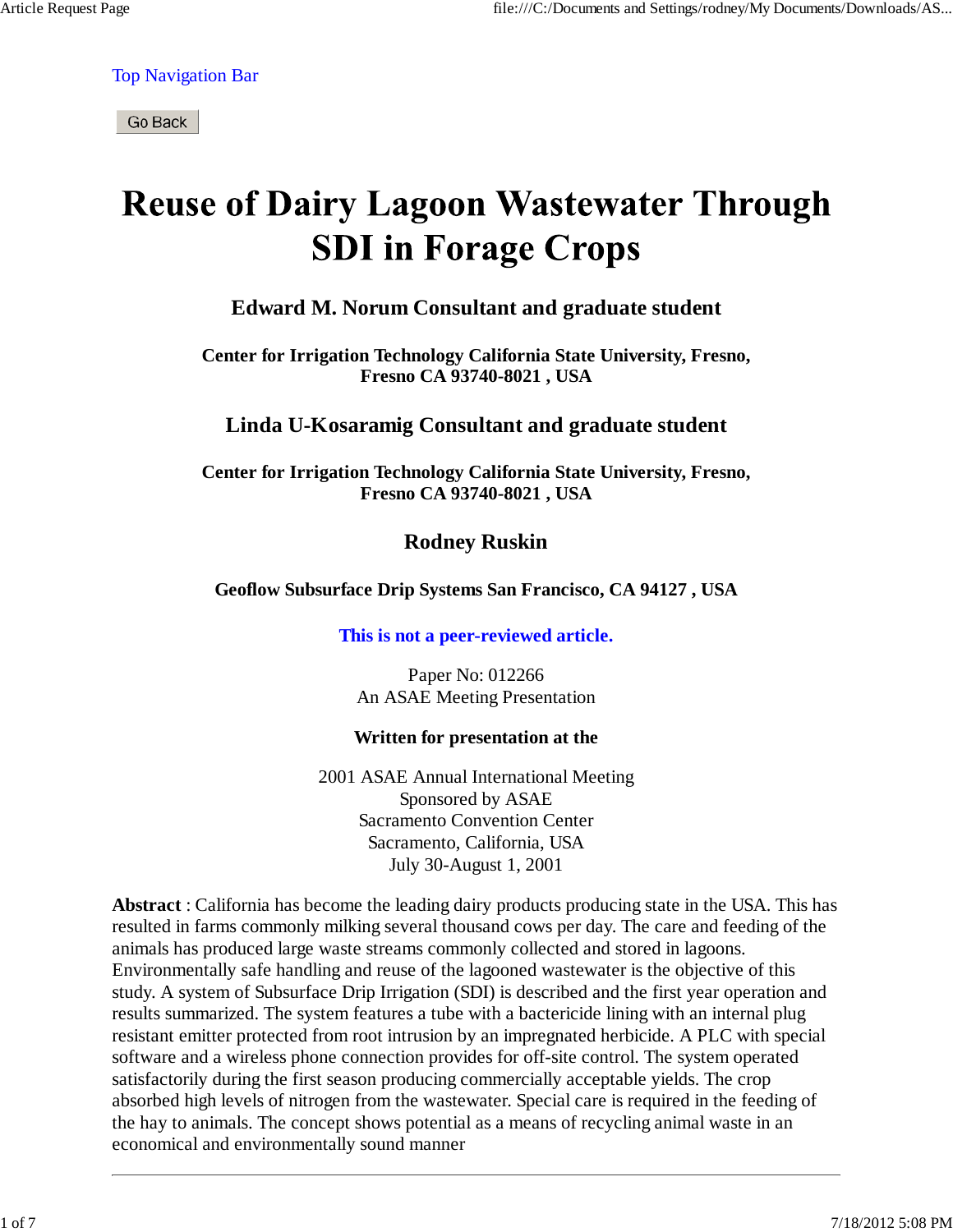Top Navigation Bar

Go Back

# Reuse of Dairy Lagoon Wastewater Through SDI in Forage Crops

### Edward M. Norum Consultant and graduate student

**Center for Irrigation Technology California State University, Fresno, Fresno CA 93740-8021 , USA**

### Linda U-Kosaramig Consultant and graduate student

**Center for Irrigation Technology California State University, Fresno, Fresno CA 93740-8021 , USA**

### Rodney Ruskin

**Geoflow Subsurface Drip Systems San Francisco, CA 94127 , USA**

**This is not a peer-reviewed article.**

Paper No: 012266
An ASAE Meeting Presentation

**Written for presentation at the**

2001 ASAE Annual International Meeting
Sponsored by ASAE
Sacramento Convention Center
Sacramento, California, USA
July 30-August 1, 2001

**Abstract** : California has become the leading dairy products producing state in the USA. This has resulted in farms commonly milking several thousand cows per day. The care and feeding of the animals has produced large waste streams commonly collected and stored in lagoons. Environmentally safe handling and reuse of the lagooned wastewater is the objective of this study. A system of Subsurface Drip Irrigation (SDI) is described and the first year operation and results summarized. The system features a tube with a bactericide lining with an internal plug resistant emitter protected from root intrusion by an impregnated herbicide. A PLC with special software and a wireless phone connection provides for off-site control. The system operated satisfactorily during the first season producing commercially acceptable yields. The crop absorbed high levels of nitrogen from the wastewater. Special care is required in the feeding of the hay to animals. The concept shows potential as a means of recycling animal waste in an economical and environmentally sound manner

---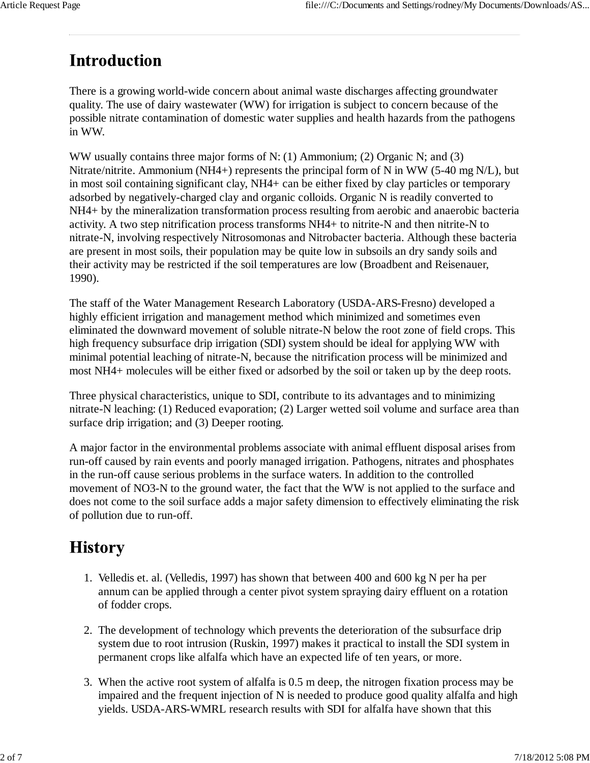# Introduction

There is a growing world-wide concern about animal waste discharges affecting groundwater quality. The use of dairy wastewater (WW) for irrigation is subject to concern because of the possible nitrate contamination of domestic water supplies and health hazards from the pathogens in WW.

WW usually contains three major forms of N: (1) Ammonium; (2) Organic N; and (3) Nitrate/nitrite. Ammonium ($NH_4^+$) represents the principal form of N in WW (5-40 mg N/L), but in most soil containing significant clay, $NH_4^+$ can be either fixed by clay particles or temporary adsorbed by negatively-charged clay and organic colloids. Organic N is readily converted to $NH_4^+$ by the mineralization transformation process resulting from aerobic and anaerobic bacteria activity. A two step nitrification process transforms $NH_4^+$ to nitrite-N and then nitrite-N to nitrate-N, involving respectively Nitrosomonas and Nitrobacter bacteria. Although these bacteria are present in most soils, their population may be quite low in subsoils an dry sandy soils and their activity may be restricted if the soil temperatures are low (Broadbent and Reisenauer, 1990).

The staff of the Water Management Research Laboratory (USDA-ARS-Fresno) developed a highly efficient irrigation and management method which minimized and sometimes even eliminated the downward movement of soluble nitrate-N below the root zone of field crops. This high frequency subsurface drip irrigation (SDI) system should be ideal for applying WW with minimal potential leaching of nitrate-N, because the nitrification process will be minimized and most $NH_4^+$ molecules will be either fixed or adsorbed by the soil or taken up by the deep roots.

Three physical characteristics, unique to SDI, contribute to its advantages and to minimizing nitrate-N leaching: (1) Reduced evaporation; (2) Larger wetted soil volume and surface area than surface drip irrigation; and (3) Deeper rooting.

A major factor in the environmental problems associate with animal effluent disposal arises from run-off caused by rain events and poorly managed irrigation. Pathogens, nitrates and phosphates in the run-off cause serious problems in the surface waters. In addition to the controlled movement of $NO_3$-N to the ground water, the fact that the WW is not applied to the surface and does not come to the soil surface adds a major safety dimension to effectively eliminating the risk of pollution due to run-off.

# History

1. Velledis et. al. (Velledis, 1997) has shown that between 400 and 600 kg N per ha per annum can be applied through a center pivot system spraying dairy effluent on a rotation of fodder crops.

2. The development of technology which prevents the deterioration of the subsurface drip system due to root intrusion (Ruskin, 1997) makes it practical to install the SDI system in permanent crops like alfalfa which have an expected life of ten years, or more.

3. When the active root system of alfalfa is 0.5 m deep, the nitrogen fixation process may be impaired and the frequent injection of N is needed to produce good quality alfalfa and high yields. USDA-ARS-WMRL research results with SDI for alfalfa have shown that this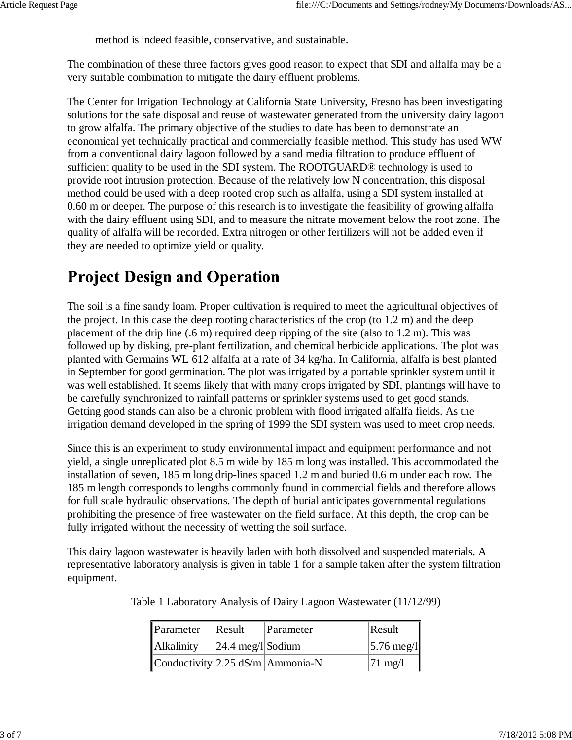method is indeed feasible, conservative, and sustainable.

The combination of these three factors gives good reason to expect that SDI and alfalfa may be a very suitable combination to mitigate the dairy effluent problems.

The Center for Irrigation Technology at California State University, Fresno has been investigating solutions for the safe disposal and reuse of wastewater generated from the university dairy lagoon to grow alfalfa. The primary objective of the studies to date has been to demonstrate an economical yet technically practical and commercially feasible method. This study has used WW from a conventional dairy lagoon followed by a sand media filtration to produce effluent of sufficient quality to be used in the SDI system. The ROOTGUARD® technology is used to provide root intrusion protection. Because of the relatively low N concentration, this disposal method could be used with a deep rooted crop such as alfalfa, using a SDI system installed at 0.60 m or deeper. The purpose of this research is to investigate the feasibility of growing alfalfa with the dairy effluent using SDI, and to measure the nitrate movement below the root zone. The quality of alfalfa will be recorded. Extra nitrogen or other fertilizers will not be added even if they are needed to optimize yield or quality.

# Project Design and Operation

The soil is a fine sandy loam. Proper cultivation is required to meet the agricultural objectives of the project. In this case the deep rooting characteristics of the crop (to 1.2 m) and the deep placement of the drip line (.6 m) required deep ripping of the site (also to 1.2 m). This was followed up by disking, pre-plant fertilization, and chemical herbicide applications. The plot was planted with Germains WL 612 alfalfa at a rate of 34 kg/ha. In California, alfalfa is best planted in September for good germination. The plot was irrigated by a portable sprinkler system until it was well established. It seems likely that with many crops irrigated by SDI, plantings will have to be carefully synchronized to rainfall patterns or sprinkler systems used to get good stands. Getting good stands can also be a chronic problem with flood irrigated alfalfa fields. As the irrigation demand developed in the spring of 1999 the SDI system was used to meet crop needs.

Since this is an experiment to study environmental impact and equipment performance and not yield, a single unreplicated plot 8.5 m wide by 185 m long was installed. This accommodated the installation of seven, 185 m long drip-lines spaced 1.2 m and buried 0.6 m under each row. The 185 m length corresponds to lengths commonly found in commercial fields and therefore allows for full scale hydraulic observations. The depth of burial anticipates governmental regulations prohibiting the presence of free wastewater on the field surface. At this depth, the crop can be fully irrigated without the necessity of wetting the soil surface.

This dairy lagoon wastewater is heavily laden with both dissolved and suspended materials, A representative laboratory analysis is given in table 1 for a sample taken after the system filtration equipment.

Table 1 Laboratory Analysis of Dairy Lagoon Wastewater (11/12/99)

| Parameter | Result | Parameter | Result |
|---|---|---|---|
| Alkalinity | 24.4 meg/l | Sodium | 5.76 meg/l |
| Conductivity | 2.25 dS/m | Ammonia-N | 71 mg/l |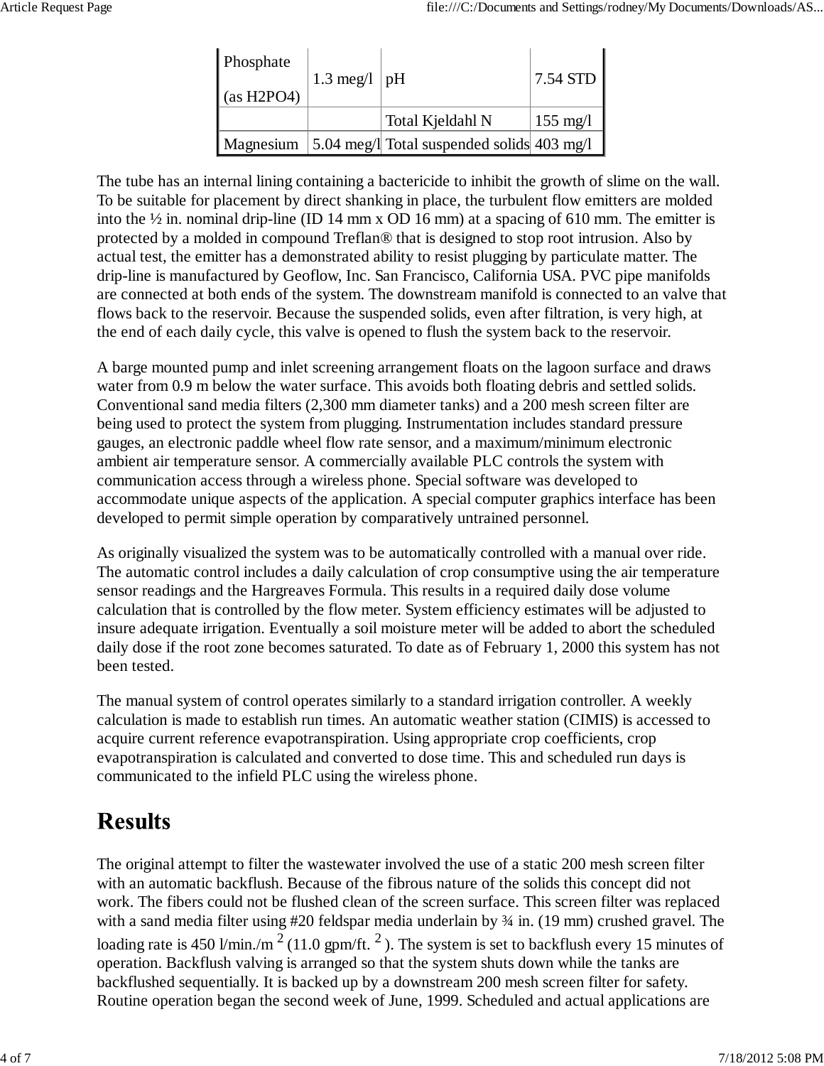| Phosphate (as $H_2PO_4$) | 1.3 meg/l | pH | 7.54 STD |
|---|---|---|---|
| | | Total Kjeldahl N | 155 mg/l |
| Magnesium | 5.04 meg/l | Total suspended solids | 403 mg/l |

The tube has an internal lining containing a bactericide to inhibit the growth of slime on the wall. To be suitable for placement by direct shanking in place, the turbulent flow emitters are molded into the ½ in. nominal drip-line (ID 14 mm x OD 16 mm) at a spacing of 610 mm. The emitter is protected by a molded in compound Treflan® that is designed to stop root intrusion. Also by actual test, the emitter has a demonstrated ability to resist plugging by particulate matter. The drip-line is manufactured by Geoflow, Inc. San Francisco, California USA. PVC pipe manifolds are connected at both ends of the system. The downstream manifold is connected to an valve that flows back to the reservoir. Because the suspended solids, even after filtration, is very high, at the end of each daily cycle, this valve is opened to flush the system back to the reservoir.

A barge mounted pump and inlet screening arrangement floats on the lagoon surface and draws water from 0.9 m below the water surface. This avoids both floating debris and settled solids. Conventional sand media filters (2,300 mm diameter tanks) and a 200 mesh screen filter are being used to protect the system from plugging. Instrumentation includes standard pressure gauges, an electronic paddle wheel flow rate sensor, and a maximum/minimum electronic ambient air temperature sensor. A commercially available PLC controls the system with communication access through a wireless phone. Special software was developed to accommodate unique aspects of the application. A special computer graphics interface has been developed to permit simple operation by comparatively untrained personnel.

As originally visualized the system was to be automatically controlled with a manual over ride. The automatic control includes a daily calculation of crop consumptive using the air temperature sensor readings and the Hargreaves Formula. This results in a required daily dose volume calculation that is controlled by the flow meter. System efficiency estimates will be adjusted to insure adequate irrigation. Eventually a soil moisture meter will be added to abort the scheduled daily dose if the root zone becomes saturated. To date as of February 1, 2000 this system has not been tested.

The manual system of control operates similarly to a standard irrigation controller. A weekly calculation is made to establish run times. An automatic weather station (CIMIS) is accessed to acquire current reference evapotranspiration. Using appropriate crop coefficients, crop evapotranspiration is calculated and converted to dose time. This and scheduled run days is communicated to the infield PLC using the wireless phone.

# Results

The original attempt to filter the wastewater involved the use of a static 200 mesh screen filter with an automatic backflush. Because of the fibrous nature of the solids this concept did not work. The fibers could not be flushed clean of the screen surface. This screen filter was replaced with a sand media filter using #20 feldspar media underlain by ¾ in. (19 mm) crushed gravel. The loading rate is 450 l/min./m$^2$ (11.0 gpm/ft.$^2$). The system is set to backflush every 15 minutes of operation. Backflush valving is arranged so that the system shuts down while the tanks are backflushed sequentially. It is backed up by a downstream 200 mesh screen filter for safety. Routine operation began the second week of June, 1999. Scheduled and actual applications are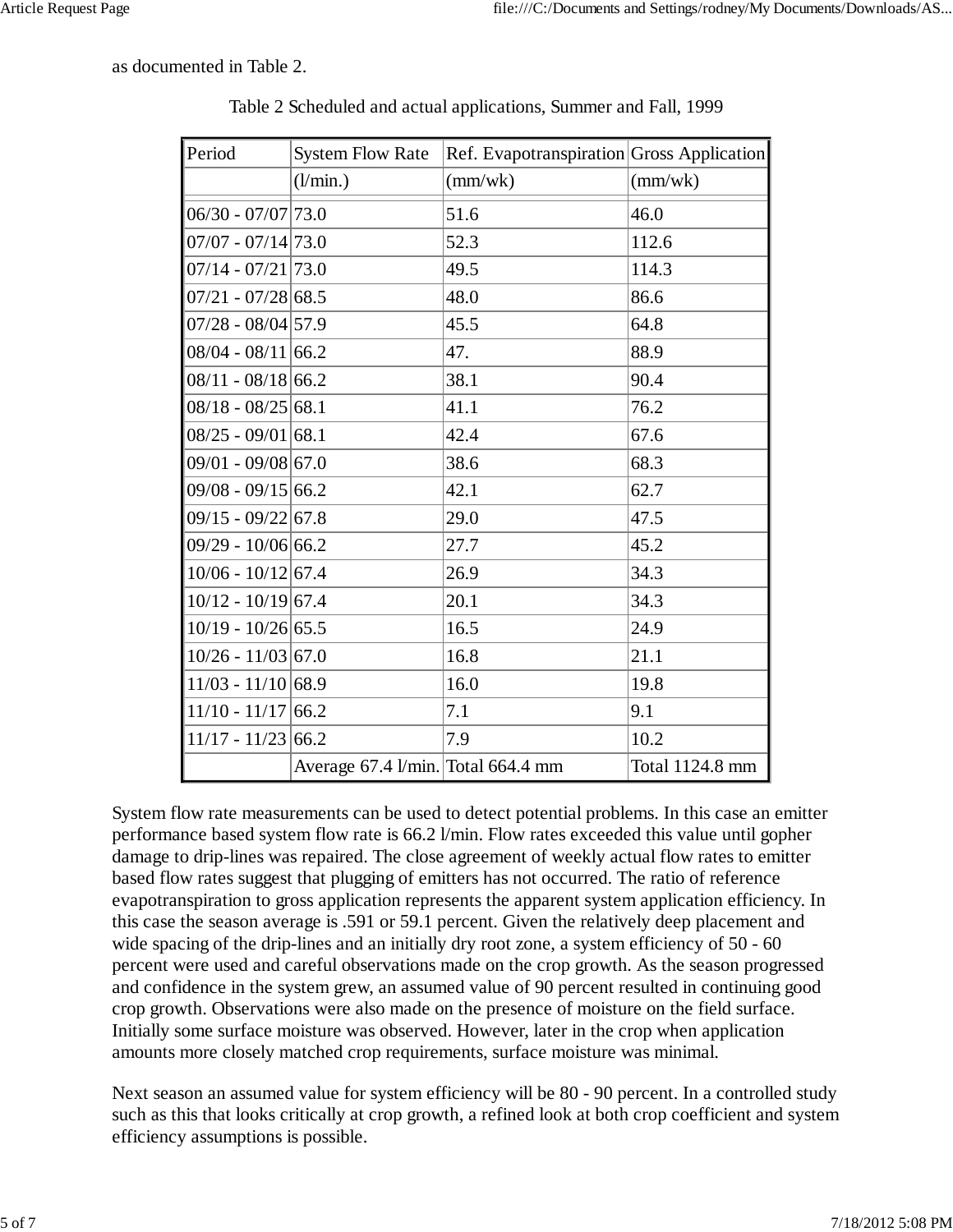as documented in Table 2.

Table 2 Scheduled and actual applications, Summer and Fall, 1999

| Period | System Flow Rate | Ref. Evapotranspiration | Gross Application |
|---|---|---|---|
| | (l/min.) | (mm/wk) | (mm/wk) |
| 06/30 - 07/07 | 73.0 | 51.6 | 46.0 |
| 07/07 - 07/14 | 73.0 | 52.3 | 112.6 |
| 07/14 - 07/21 | 73.0 | 49.5 | 114.3 |
| 07/21 - 07/28 | 68.5 | 48.0 | 86.6 |
| 07/28 - 08/04 | 57.9 | 45.5 | 64.8 |
| 08/04 - 08/11 | 66.2 | 47. | 88.9 |
| 08/11 - 08/18 | 66.2 | 38.1 | 90.4 |
| 08/18 - 08/25 | 68.1 | 41.1 | 76.2 |
| 08/25 - 09/01 | 68.1 | 42.4 | 67.6 |
| 09/01 - 09/08 | 67.0 | 38.6 | 68.3 |
| 09/08 - 09/15 | 66.2 | 42.1 | 62.7 |
| 09/15 - 09/22 | 67.8 | 29.0 | 47.5 |
| 09/29 - 10/06 | 66.2 | 27.7 | 45.2 |
| 10/06 - 10/12 | 67.4 | 26.9 | 34.3 |
| 10/12 - 10/19 | 67.4 | 20.1 | 34.3 |
| 10/19 - 10/26 | 65.5 | 16.5 | 24.9 |
| 10/26 - 11/03 | 67.0 | 16.8 | 21.1 |
| 11/03 - 11/10 | 68.9 | 16.0 | 19.8 |
| 11/10 - 11/17 | 66.2 | 7.1 | 9.1 |
| 11/17 - 11/23 | 66.2 | 7.9 | 10.2 |
| | Average 67.4 l/min. | Total 664.4 mm | Total 1124.8 mm |

System flow rate measurements can be used to detect potential problems. In this case an emitter performance based system flow rate is 66.2 l/min. Flow rates exceeded this value until gopher damage to drip-lines was repaired. The close agreement of weekly actual flow rates to emitter based flow rates suggest that plugging of emitters has not occurred. The ratio of reference evapotranspiration to gross application represents the apparent system application efficiency. In this case the season average is .591 or 59.1 percent. Given the relatively deep placement and wide spacing of the drip-lines and an initially dry root zone, a system efficiency of 50 - 60 percent were used and careful observations made on the crop growth. As the season progressed and confidence in the system grew, an assumed value of 90 percent resulted in continuing good crop growth. Observations were also made on the presence of moisture on the field surface. Initially some surface moisture was observed. However, later in the crop when application amounts more closely matched crop requirements, surface moisture was minimal.

Next season an assumed value for system efficiency will be 80 - 90 percent. In a controlled study such as this that looks critically at crop growth, a refined look at both crop coefficient and system efficiency assumptions is possible.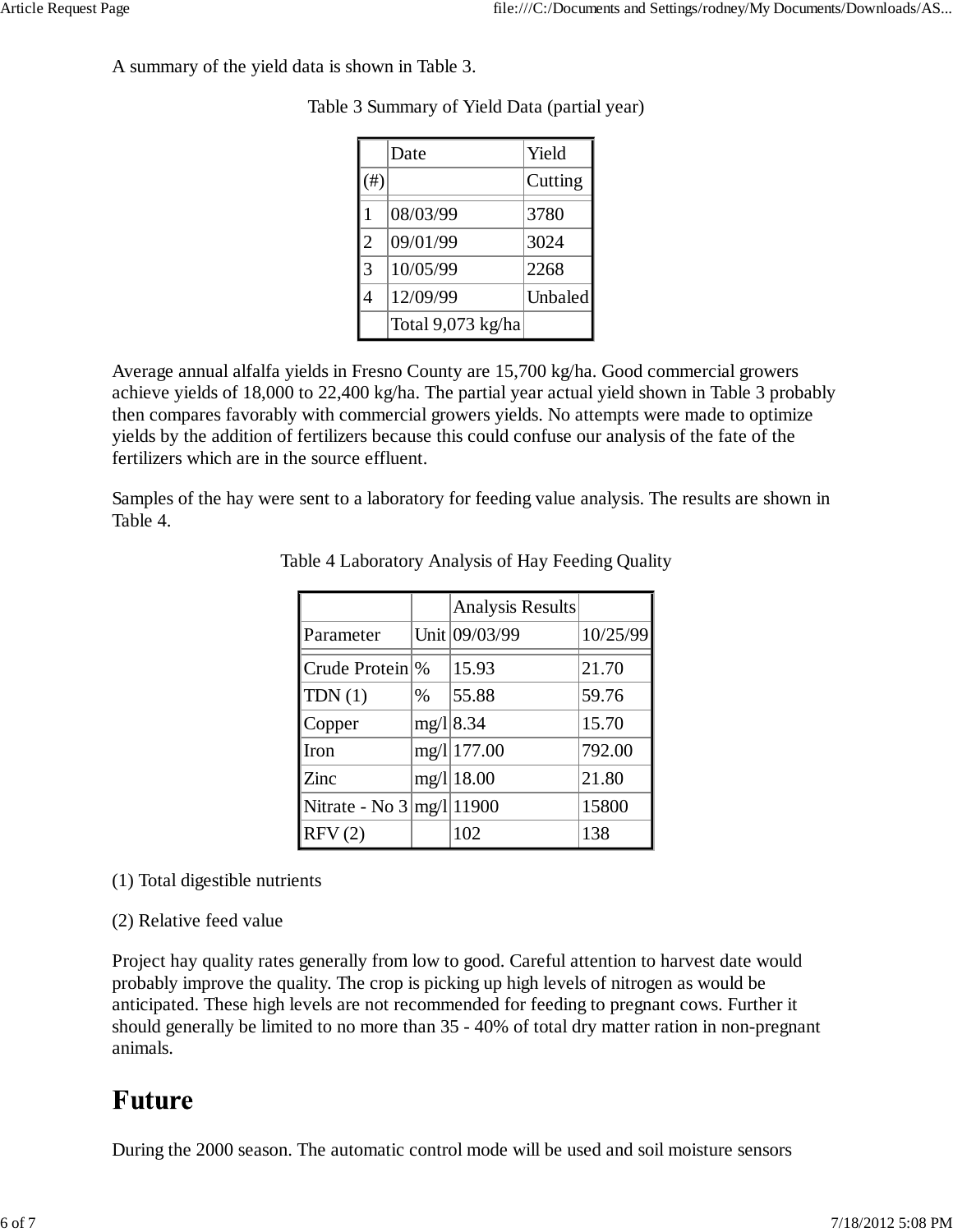A summary of the yield data is shown in Table 3.

Table 3 Summary of Yield Data (partial year)

| | Date | Yield |
|---|---|---|
| (#) | | Cutting |
| 1 | 08/03/99 | 3780 |
| 2 | 09/01/99 | 3024 |
| 3 | 10/05/99 | 2268 |
| 4 | 12/09/99 | Unbaled |
| | Total 9,073 kg/ha | |

Average annual alfalfa yields in Fresno County are 15,700 kg/ha. Good commercial growers achieve yields of 18,000 to 22,400 kg/ha. The partial year actual yield shown in Table 3 probably then compares favorably with commercial growers yields. No attempts were made to optimize yields by the addition of fertilizers because this could confuse our analysis of the fate of the fertilizers which are in the source effluent.

Samples of the hay were sent to a laboratory for feeding value analysis. The results are shown in Table 4.

Table 4 Laboratory Analysis of Hay Feeding Quality

| | | Analysis Results | |
|---|---|---|---|
| Parameter | Unit | 09/03/99 | 10/25/99 |
| Crude Protein | % | 15.93 | 21.70 |
| TDN (1) | % | 55.88 | 59.76 |
| Copper | mg/l | 8.34 | 15.70 |
| Iron | mg/l | 177.00 | 792.00 |
| Zinc | mg/l | 18.00 | 21.80 |
| Nitrate - No 3 | mg/l | 11900 | 15800 |
| RFV (2) | | 102 | 138 |

(1) Total digestible nutrients

(2) Relative feed value

Project hay quality rates generally from low to good. Careful attention to harvest date would probably improve the quality. The crop is picking up high levels of nitrogen as would be anticipated. These high levels are not recommended for feeding to pregnant cows. Further it should generally be limited to no more than 35 - 40% of total dry matter ration in non-pregnant animals.

## Future

During the 2000 season. The automatic control mode will be used and soil moisture sensors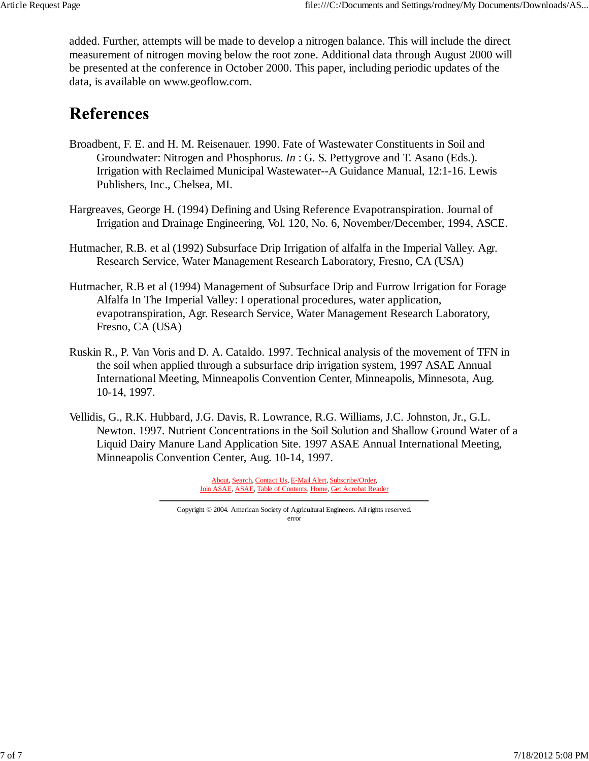added. Further, attempts will be made to develop a nitrogen balance. This will include the direct measurement of nitrogen moving below the root zone. Additional data through August 2000 will be presented at the conference in October 2000. This paper, including periodic updates of the data, is available on www.geoflow.com.

## References

Broadbent, F. E. and H. M. Reisenauer. 1990. Fate of Wastewater Constituents in Soil and Groundwater: Nitrogen and Phosphorus. *In* : G. S. Pettygrove and T. Asano (Eds.). Irrigation with Reclaimed Municipal Wastewater--A Guidance Manual, 12:1-16. Lewis Publishers, Inc., Chelsea, MI.

Hargreaves, George H. (1994) Defining and Using Reference Evapotranspiration. Journal of Irrigation and Drainage Engineering, Vol. 120, No. 6, November/December, 1994, ASCE.

Hutmacher, R.B. et al (1992) Subsurface Drip Irrigation of alfalfa in the Imperial Valley. Agr. Research Service, Water Management Research Laboratory, Fresno, CA (USA)

Hutmacher, R.B et al (1994) Management of Subsurface Drip and Furrow Irrigation for Forage Alfalfa In The Imperial Valley: I operational procedures, water application, evapotranspiration, Agr. Research Service, Water Management Research Laboratory, Fresno, CA (USA)

Ruskin R., P. Van Voris and D. A. Cataldo. 1997. Technical analysis of the movement of TFN in the soil when applied through a subsurface drip irrigation system, 1997 ASAE Annual International Meeting, Minneapolis Convention Center, Minneapolis, Minnesota, Aug. 10-14, 1997.

Vellidis, G., R.K. Hubbard, J.G. Davis, R. Lowrance, R.G. Williams, J.C. Johnston, Jr., G.L. Newton. 1997. Nutrient Concentrations in the Soil Solution and Shallow Ground Water of a Liquid Dairy Manure Land Application Site. 1997 ASAE Annual International Meeting, Minneapolis Convention Center, Aug. 10-14, 1997.

About, Search, Contact Us, E-Mail Alert, Subscribe/Order, Join ASAE, ASAE, Table of Contents, Home, Get Acrobat Reader

---

Copyright © 2004. American Society of Agricultural Engineers. All rights reserved.
error